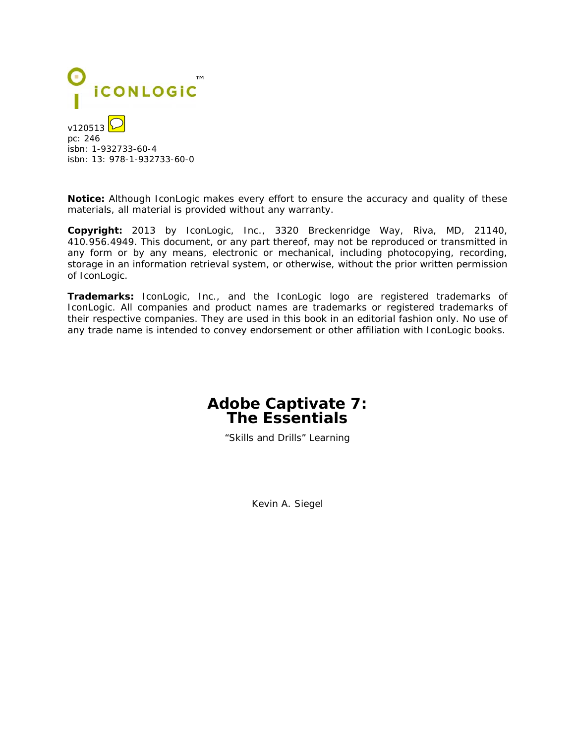iCONLOGIC™

v120513
pc: 246
isbn: 1-932733-60-4
isbn: 13: 978-1-932733-60-0

**Notice:** Although IconLogic makes every effort to ensure the accuracy and quality of these materials, all material is provided without any warranty.

**Copyright:** 2013 by IconLogic, Inc., 3320 Breckenridge Way, Riva, MD, 21140, 410.956.4949. This document, or any part thereof, may not be reproduced or transmitted in any form or by any means, electronic or mechanical, including photocopying, recording, storage in an information retrieval system, or otherwise, without the prior written permission of IconLogic.

**Trademarks:** IconLogic, Inc., and the IconLogic logo are registered trademarks of IconLogic. All companies and product names are trademarks or registered trademarks of their respective companies. They are used in this book in an editorial fashion only. No use of any trade name is intended to convey endorsement or other affiliation with IconLogic books.

# Adobe Captivate 7: The Essentials

"Skills and Drills" Learning

Kevin A. Siegel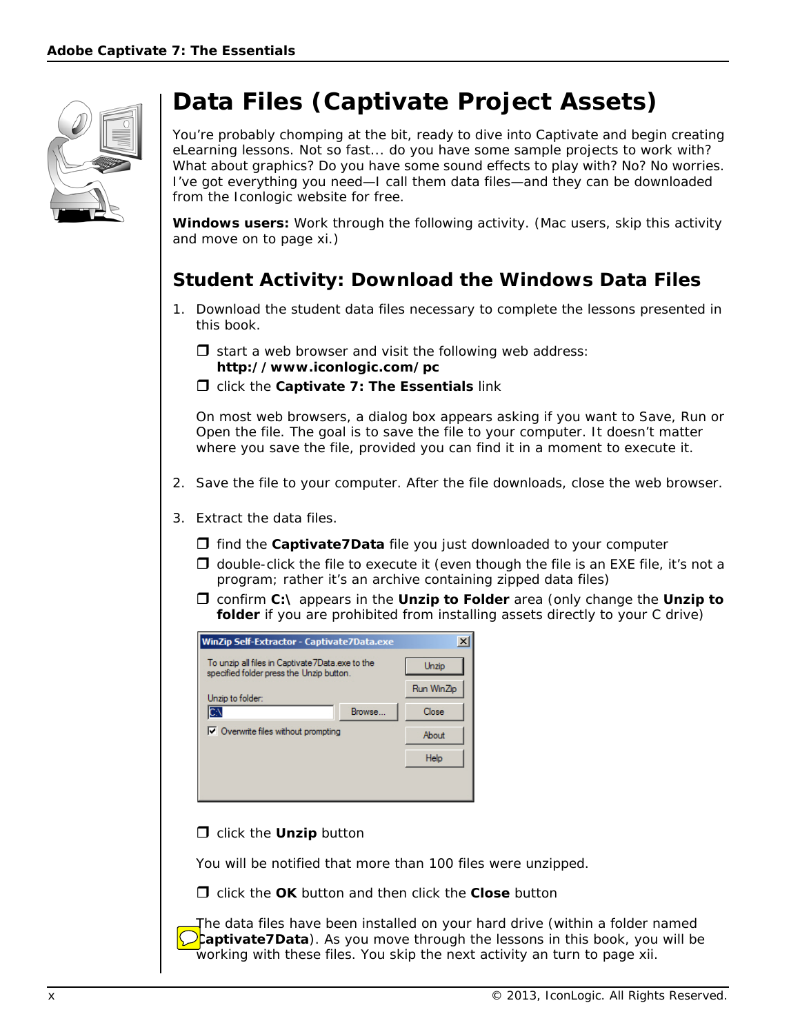# Data Files (Captivate Project Assets)

You're probably chomping at the bit, ready to dive into Captivate and begin creating eLearning lessons. Not so fast... do you have some sample projects to work with? What about graphics? Do you have some sound effects to play with? No? No worries. I've got everything you need—I call them data files—and they can be downloaded from the Iconlogic website for free.

**Windows users:** Work through the following activity. (Mac users, skip this activity and move on to page xi.)

## Student Activity: Download the Windows Data Files

1. Download the student data files necessary to complete the lessons presented in this book.

   ❒ start a web browser and visit the following web address: **http://www.iconlogic.com/pc**

   ❒ click the **Captivate 7: The Essentials** link

   On most web browsers, a dialog box appears asking if you want to Save, Run or Open the file. The goal is to save the file to your computer. It doesn't matter where you save the file, provided you can find it in a moment to execute it.

2. Save the file to your computer. After the file downloads, close the web browser.

3. Extract the data files.

   ❒ find the **Captivate7Data** file you just downloaded to your computer

   ❒ double-click the file to execute it (even though the file is an EXE file, it's not a program; rather it's an archive containing zipped data files)

   ❒ confirm **C:\\** appears in the **Unzip to Folder** area (only change the **Unzip to folder** if you are prohibited from installing assets directly to your C drive)

   WinZip Self-Extractor - Captivate7Data.exe

   To unzip all files in Captivate7Data.exe to the specified folder press the Unzip button.

   Unzip to folder:
   C:\
   Browse...

   Overwrite files without prompting

   Unzip
   Run WinZip
   Close
   About
   Help

   ❒ click the **Unzip** button

   You will be notified that more than 100 files were unzipped.

   ❒ click the **OK** button and then click the **Close** button

   The data files have been installed on your hard drive (within a folder named **Captivate7Data**). As you move through the lessons in this book, you will be working with these files. You skip the next activity an turn to page xii.